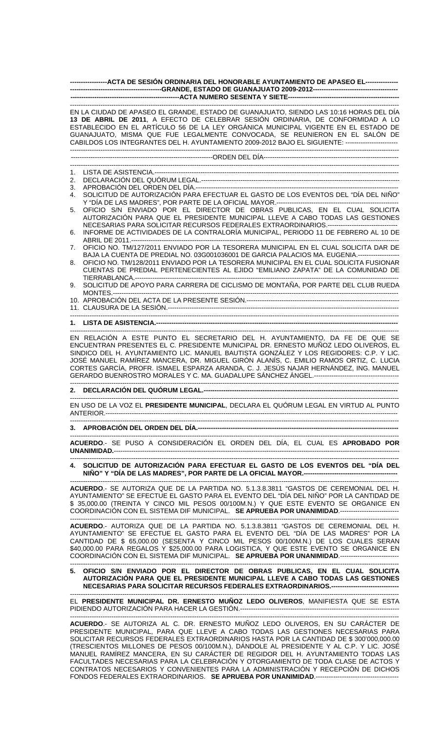**ACTA DE SESIÓN ORDINARIA DEL HONORABLE AYUNTAMIENTO DE APASEO EL GRANDE, ESTADO DE GUANAJUATO 2009-2012**

**ACTA NUMERO SESENTA Y SIETE**

EN LA CIUDAD DE APASEO EL GRANDE, ESTADO DE GUANAJUATO, SIENDO LAS 10:16 HORAS DEL DÍA **13 DE ABRIL DE 2011**, A EFECTO DE CELEBRAR SESIÓN ORDINARIA, DE CONFORMIDAD A LO ESTABLECIDO EN EL ARTÍCULO 56 DE LA LEY ORGÁNICA MUNICIPAL VIGENTE EN EL ESTADO DE GUANAJUATO, MISMA QUE FUE LEGALMENTE CONVOCADA, SE REUNIERON EN EL SALÓN DE CABILDOS LOS INTEGRANTES DEL H. AYUNTAMIENTO 2009-2012 BAJO EL SIGUIENTE:

ORDEN DEL DÍA

1. LISTA DE ASISTENCIA.
2. DECLARACIÓN DEL QUÓRUM LEGAL.
3. APROBACIÓN DEL ORDEN DEL DÍA.
4. SOLICITUD DE AUTORIZACIÓN PARA EFECTUAR EL GASTO DE LOS EVENTOS DEL "DÍA DEL NIÑO" Y "DÍA DE LAS MADRES", POR PARTE DE LA OFICIAL MAYOR.
5. OFICIO S/N ENVIADO POR EL DIRECTOR DE OBRAS PUBLICAS, EN EL CUAL SOLICITA AUTORIZACIÓN PARA QUE EL PRESIDENTE MUNICIPAL LLEVE A CABO TODAS LAS GESTIONES NECESARIAS PARA SOLICITAR RECURSOS FEDERALES EXTRAORDINARIOS.
6. INFORME DE ACTIVIDADES DE LA CONTRALORÍA MUNICIPAL, PERIODO 11 DE FEBRERO AL 10 DE ABRIL DE 2011.
7. OFICIO NO. TM/127/2011 ENVIADO POR LA TESORERA MUNICIPAL EN EL CUAL SOLICITA DAR DE BAJA LA CUENTA DE PREDIAL NO. 03G001036001 DE GARCIA PALACIOS MA. EUGENIA.
8. OFICIO NO. TM/128/2011 ENVIADO POR LA TESORERA MUNICIPAL EN EL CUAL SOLICITA FUSIONAR CUENTAS DE PREDIAL PERTENECIENTES AL EJIDO "EMILIANO ZAPATA" DE LA COMUNIDAD DE TIERRABLANCA.
9. SOLICITUD DE APOYO PARA CARRERA DE CICLISMO DE MONTAÑA, POR PARTE DEL CLUB RUEDA MONTES.
10. APROBACIÓN DEL ACTA DE LA PRESENTE SESIÓN.
11. CLAUSURA DE LA SESIÓN.

**1. LISTA DE ASISTENCIA.**

EN RELACIÓN A ESTE PUNTO EL SECRETARIO DEL H. AYUNTAMIENTO, DA FE DE QUE SE ENCUENTRAN PRESENTES EL C. PRESIDENTE MUNICIPAL DR. ERNESTO MUÑOZ LEDO OLIVEROS, EL SINDICO DEL H. AYUNTAMIENTO LIC. MANUEL BAUTISTA GONZÁLEZ Y LOS REGIDORES: C.P. Y LIC. JOSÉ MANUEL RAMÍREZ MANCERA, DR. MIGUEL GIRÓN ALANÍS, C. EMILIO RAMOS ORTIZ, C. LUCIA CORTES GARCÍA, PROFR. ISMAEL ESPARZA ARANDA, C. J. JESÚS NAJAR HERNÁNDEZ, ING. MANUEL GERARDO BUENROSTRO MORALES Y C. MA. GUADALUPE SÁNCHEZ ÁNGEL.

**2. DECLARACIÓN DEL QUÓRUM LEGAL.**

EN USO DE LA VOZ EL **PRESIDENTE MUNICIPAL**, DECLARA EL QUÓRUM LEGAL EN VIRTUD AL PUNTO ANTERIOR.

**3. APROBACIÓN DEL ORDEN DEL DÍA.**

**ACUERDO**.- SE PUSO A CONSIDERACIÓN EL ORDEN DEL DÍA, EL CUAL ES **APROBADO POR UNANIMIDAD.**

**4. SOLICITUD DE AUTORIZACIÓN PARA EFECTUAR EL GASTO DE LOS EVENTOS DEL "DÍA DEL NIÑO" Y "DÍA DE LAS MADRES", POR PARTE DE LA OFICIAL MAYOR.**

**ACUERDO**.- SE AUTORIZA QUE DE LA PARTIDA NO. 5.1.3.8.3811 "GASTOS DE CEREMONIAL DEL H. AYUNTAMIENTO" SE EFECTUE EL GASTO PARA EL EVENTO DEL "DÍA DEL NIÑO" POR LA CANTIDAD DE $ 35,000.00 (TREINTA Y CINCO MIL PESOS 00/100M.N.) Y QUE ESTE EVENTO SE ORGANICE EN COORDINACIÓN CON EL SISTEMA DIF MUNICIPAL. **SE APRUEBA POR UNANIMIDAD**.

**ACUERDO**.- AUTORIZA QUE DE LA PARTIDA NO. 5.1.3.8.3811 "GASTOS DE CEREMONIAL DEL H. AYUNTAMIENTO" SE EFECTUE EL GASTO PARA EL EVENTO DEL "DÍA DE LAS MADRES" POR LA CANTIDAD DE $ 65,000.00 (SESENTA Y CINCO MIL PESOS 00/100M.N.) DE LOS CUALES SERAN $40,000.00 PARA REGALOS Y $25,000.00 PARA LOGISTICA, Y QUE ESTE EVENTO SE ORGANICE EN COORDINACIÓN CON EL SISTEMA DIF MUNICIPAL. **SE APRUEBA POR UNANIMIDAD**.

**5. OFICIO S/N ENVIADO POR EL DIRECTOR DE OBRAS PUBLICAS, EN EL CUAL SOLICITA AUTORIZACIÓN PARA QUE EL PRESIDENTE MUNICIPAL LLEVE A CABO TODAS LAS GESTIONES NECESARIAS PARA SOLICITAR RECURSOS FEDERALES EXTRAORDINARIOS.**

EL **PRESIDENTE MUNICIPAL DR. ERNESTO MUÑOZ LEDO OLIVEROS**, MANIFIESTA QUE SE ESTA PIDIENDO AUTORIZACIÓN PARA HACER LA GESTIÓN.

**ACUERDO**.- SE AUTORIZA AL C. DR. ERNESTO MUÑOZ LEDO OLIVEROS, EN SU CARÁCTER DE PRESIDENTE MUNICIPAL, PARA QUE LLEVE A CABO TODAS LAS GESTIONES NECESARIAS PARA SOLICITAR RECURSOS FEDERALES EXTRAORDINARIOS HASTA POR LA CANTIDAD DE $ 300'000,000.00 (TRESCIENTOS MILLONES DE PESOS 00/100M.N.), DÁNDOLE AL PRESIDENTE Y AL C.P. Y LIC. JOSÉ MANUEL RAMÍREZ MANCERA, EN SU CARÁCTER DE REGIDOR DEL H. AYUNTAMIENTO TODAS LAS FACULTADES NECESARIAS PARA LA CELEBRACIÓN Y OTORGAMIENTO DE TODA CLASE DE ACTOS Y CONTRATOS NECESARIOS Y CONVENIENTES PARA LA ADMINISTRACIÓN Y RECEPCIÓN DE DICHOS FONDOS FEDERALES EXTRAORDINARIOS. **SE APRUEBA POR UNANIMIDAD**.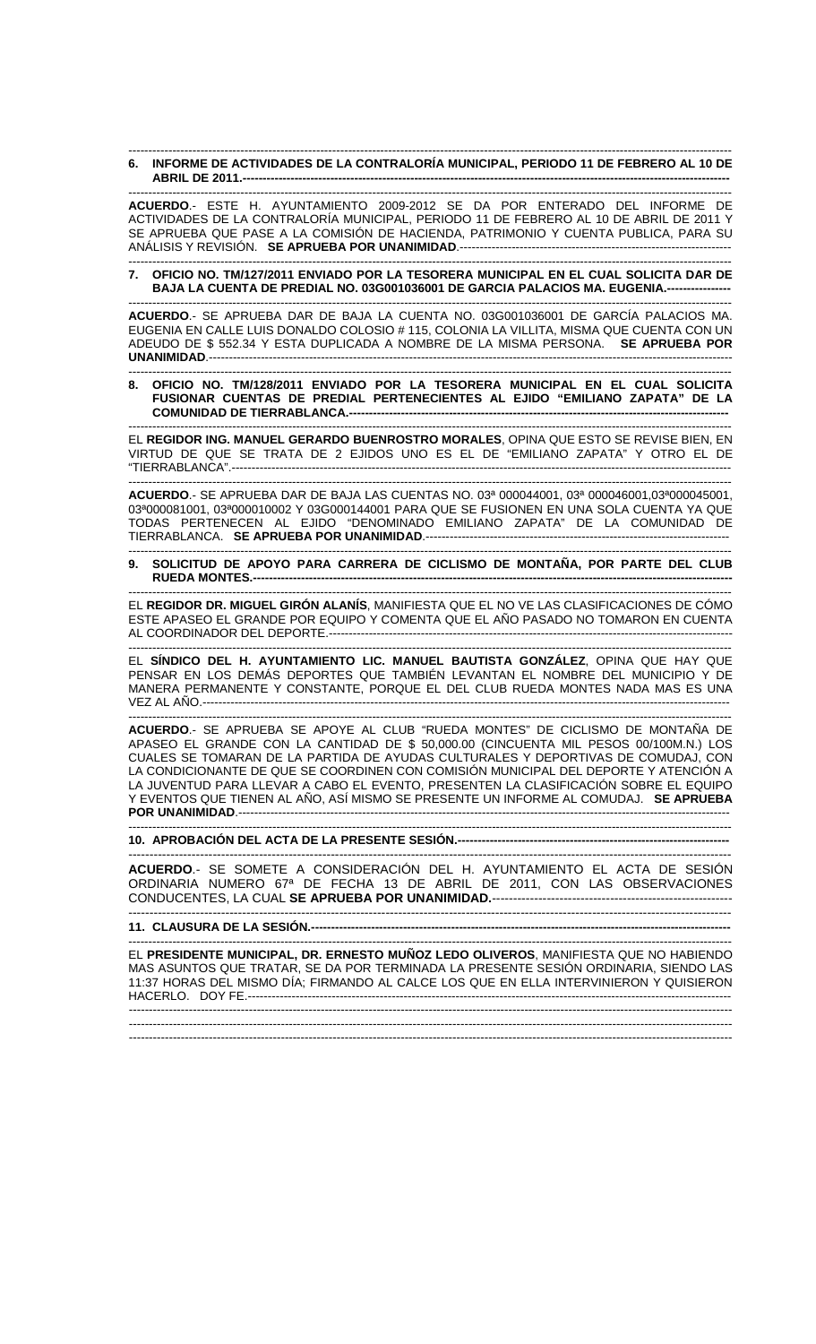**6. INFORME DE ACTIVIDADES DE LA CONTRALORÍA MUNICIPAL, PERIODO 11 DE FEBRERO AL 10 DE ABRIL DE 2011.**

**ACUERDO**.- ESTE H. AYUNTAMIENTO 2009-2012 SE DA POR ENTERADO DEL INFORME DE ACTIVIDADES DE LA CONTRALORÍA MUNICIPAL, PERIODO 11 DE FEBRERO AL 10 DE ABRIL DE 2011 Y SE APRUEBA QUE PASE A LA COMISIÓN DE HACIENDA, PATRIMONIO Y CUENTA PUBLICA, PARA SU ANÁLISIS Y REVISIÓN. **SE APRUEBA POR UNANIMIDAD**.

**7. OFICIO NO. TM/127/2011 ENVIADO POR LA TESORERA MUNICIPAL EN EL CUAL SOLICITA DAR DE BAJA LA CUENTA DE PREDIAL NO. 03G001036001 DE GARCIA PALACIOS MA. EUGENIA.**

**ACUERDO**.- SE APRUEBA DAR DE BAJA LA CUENTA NO. 03G001036001 DE GARCÍA PALACIOS MA. EUGENIA EN CALLE LUIS DONALDO COLOSIO # 115, COLONIA LA VILLITA, MISMA QUE CUENTA CON UN ADEUDO DE $ 552.34 Y ESTA DUPLICADA A NOMBRE DE LA MISMA PERSONA. **SE APRUEBA POR UNANIMIDAD**.

**8. OFICIO NO. TM/128/2011 ENVIADO POR LA TESORERA MUNICIPAL EN EL CUAL SOLICITA FUSIONAR CUENTAS DE PREDIAL PERTENECIENTES AL EJIDO "EMILIANO ZAPATA" DE LA COMUNIDAD DE TIERRABLANCA.**

EL **REGIDOR ING. MANUEL GERARDO BUENROSTRO MORALES**, OPINA QUE ESTO SE REVISE BIEN, EN VIRTUD DE QUE SE TRATA DE 2 EJIDOS UNO ES EL DE "EMILIANO ZAPATA" Y OTRO EL DE "TIERRABLANCA".

**ACUERDO**.- SE APRUEBA DAR DE BAJA LAS CUENTAS NO. 03ª 000044001, 03ª 000046001,03ª000045001, 03ª000081001, 03ª000010002 Y 03G000144001 PARA QUE SE FUSIONEN EN UNA SOLA CUENTA YA QUE TODAS PERTENECEN AL EJIDO "DENOMINADO EMILIANO ZAPATA" DE LA COMUNIDAD DE TIERRABLANCA. **SE APRUEBA POR UNANIMIDAD**.

**9. SOLICITUD DE APOYO PARA CARRERA DE CICLISMO DE MONTAÑA, POR PARTE DEL CLUB RUEDA MONTES.**

EL **REGIDOR DR. MIGUEL GIRÓN ALANÍS**, MANIFIESTA QUE EL NO VE LAS CLASIFICACIONES DE CÓMO ESTE APASEO EL GRANDE POR EQUIPO Y COMENTA QUE EL AÑO PASADO NO TOMARON EN CUENTA AL COORDINADOR DEL DEPORTE.

EL **SÍNDICO DEL H. AYUNTAMIENTO LIC. MANUEL BAUTISTA GONZÁLEZ**, OPINA QUE HAY QUE PENSAR EN LOS DEMÁS DEPORTES QUE TAMBIÉN LEVANTAN EL NOMBRE DEL MUNICIPIO Y DE MANERA PERMANENTE Y CONSTANTE, PORQUE EL DEL CLUB RUEDA MONTES NADA MAS ES UNA VEZ AL AÑO.

**ACUERDO**.- SE APRUEBA SE APOYE AL CLUB "RUEDA MONTES" DE CICLISMO DE MONTAÑA DE APASEO EL GRANDE CON LA CANTIDAD DE $ 50,000.00 (CINCUENTA MIL PESOS 00/100M.N.) LOS CUALES SE TOMARAN DE LA PARTIDA DE AYUDAS CULTURALES Y DEPORTIVAS DE COMUDAJ, CON LA CONDICIONANTE DE QUE SE COORDINEN CON COMISIÓN MUNICIPAL DEL DEPORTE Y ATENCIÓN A LA JUVENTUD PARA LLEVAR A CABO EL EVENTO, PRESENTEN LA CLASIFICACIÓN SOBRE EL EQUIPO Y EVENTOS QUE TIENEN AL AÑO, ASÍ MISMO SE PRESENTE UN INFORME AL COMUDAJ. **SE APRUEBA POR UNANIMIDAD**.

**10. APROBACIÓN DEL ACTA DE LA PRESENTE SESIÓN.**

**ACUERDO**.- SE SOMETE A CONSIDERACIÓN DEL H. AYUNTAMIENTO EL ACTA DE SESIÓN ORDINARIA NUMERO 67ª DE FECHA 13 DE ABRIL DE 2011, CON LAS OBSERVACIONES CONDUCENTES, LA CUAL **SE APRUEBA POR UNANIMIDAD.**

**11. CLAUSURA DE LA SESIÓN.**

EL **PRESIDENTE MUNICIPAL, DR. ERNESTO MUÑOZ LEDO OLIVEROS**, MANIFIESTA QUE NO HABIENDO MAS ASUNTOS QUE TRATAR, SE DA POR TERMINADA LA PRESENTE SESIÓN ORDINARIA, SIENDO LAS 11:37 HORAS DEL MISMO DÍA; FIRMANDO AL CALCE LOS QUE EN ELLA INTERVINIERON Y QUISIERON HACERLO. DOY FE.